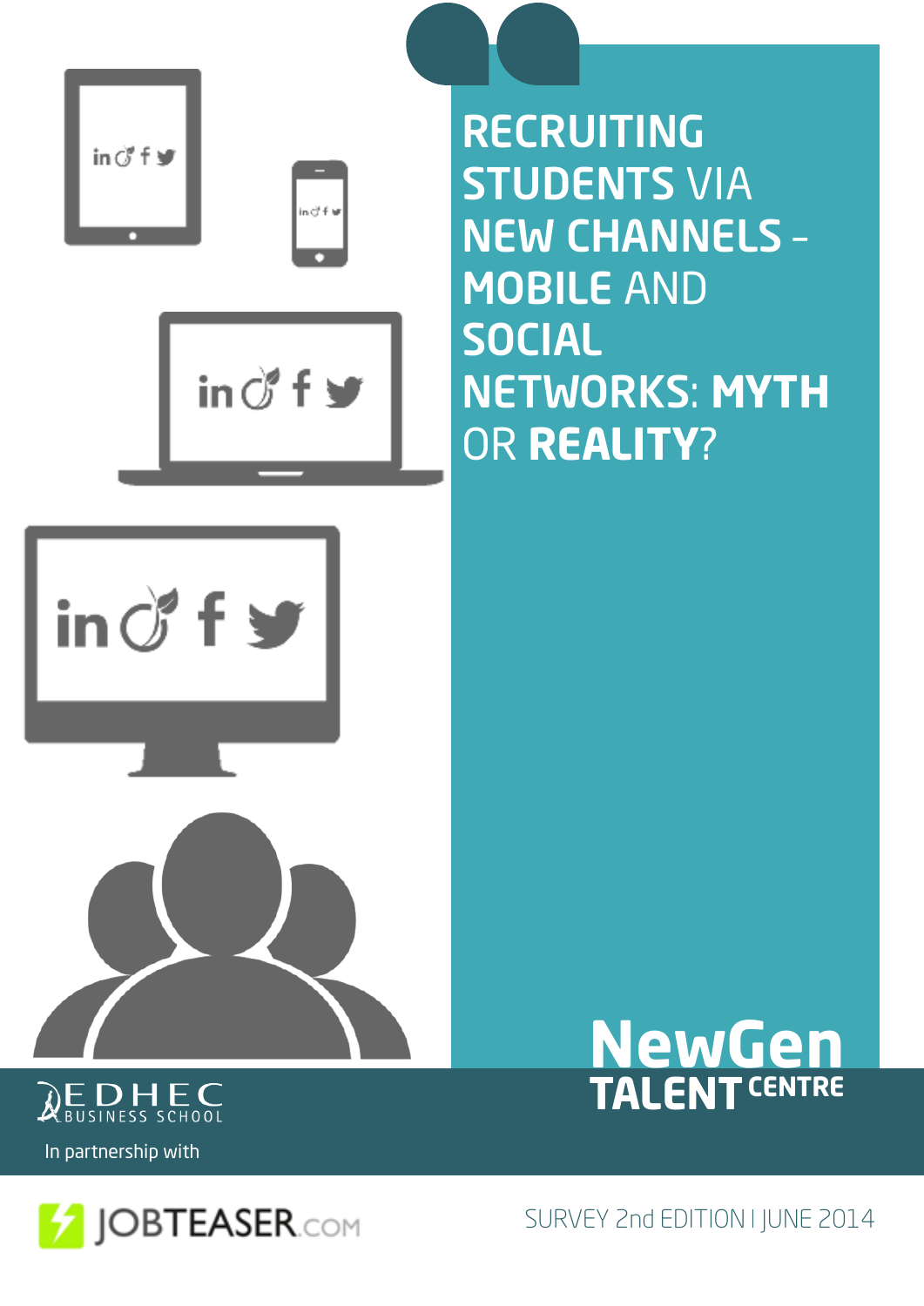# RECRUITING STUDENTS VIA NEW CHANNELS – MOBILE AND SOCIAL NETWORKS: MYTH OR REALITY?

NewGen TALENT CENTRE

EDHEC BUSINESS SCHOOL

In partnership with

JOBTEASER.COM

SURVEY 2nd EDITION I JUNE 2014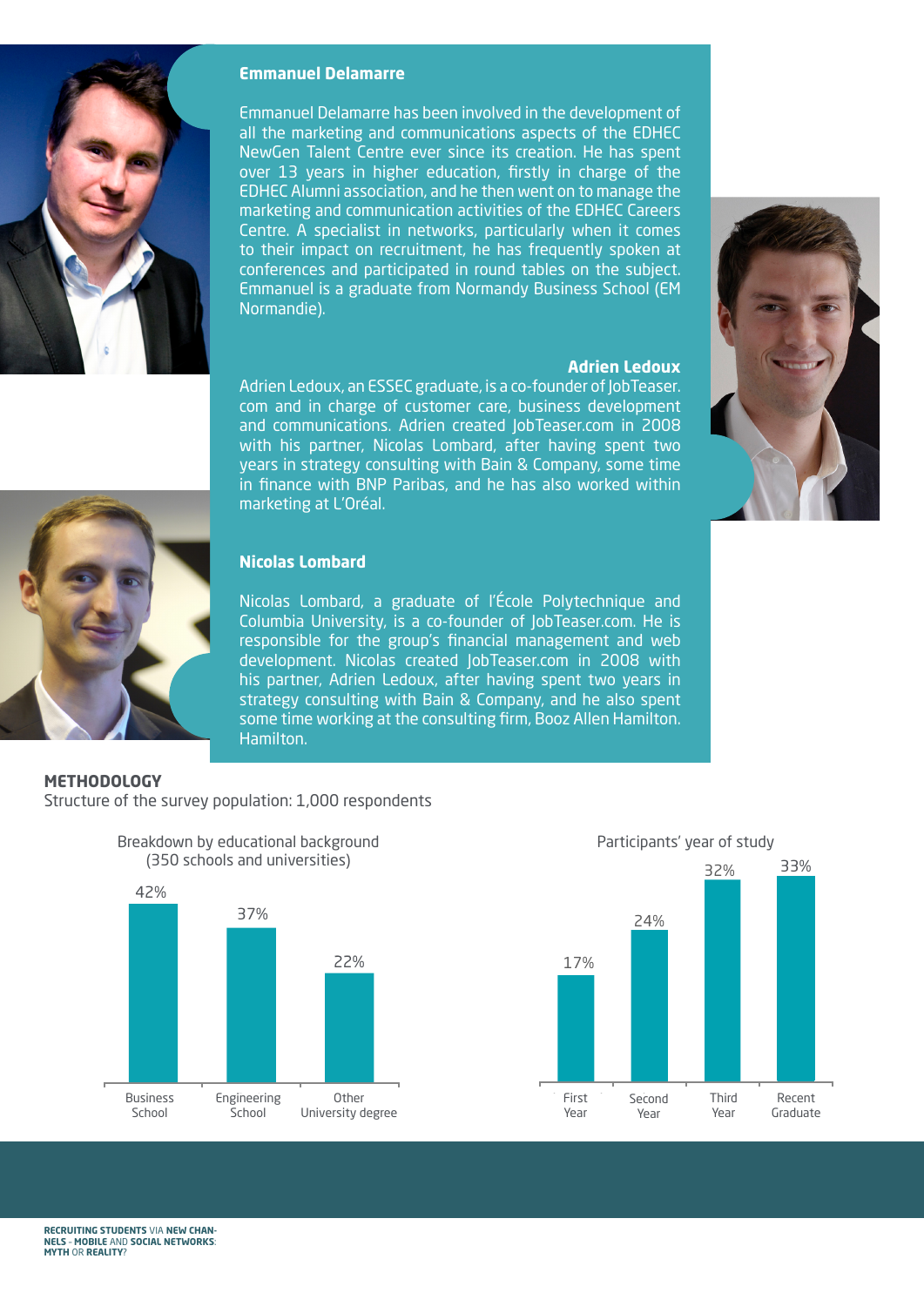### Emmanuel Delamarre

Emmanuel Delamarre has been involved in the development of all the marketing and communications aspects of the EDHEC NewGen Talent Centre ever since its creation. He has spent over 13 years in higher education, firstly in charge of the EDHEC Alumni association, and he then went on to manage the marketing and communication activities of the EDHEC Careers Centre. A specialist in networks, particularly when it comes to their impact on recruitment, he has frequently spoken at conferences and participated in round tables on the subject. Emmanuel is a graduate from Normandy Business School (EM Normandie).

### Adrien Ledoux

Adrien Ledoux, an ESSEC graduate, is a co-founder of JobTeaser.com and in charge of customer care, business development and communications. Adrien created JobTeaser.com in 2008 with his partner, Nicolas Lombard, after having spent two years in strategy consulting with Bain & Company, some time in finance with BNP Paribas, and he has also worked within marketing at L'Oréal.

### Nicolas Lombard

Nicolas Lombard, a graduate of l'École Polytechnique and Columbia University, is a co-founder of JobTeaser.com. He is responsible for the group's financial management and web development. Nicolas created JobTeaser.com in 2008 with his partner, Adrien Ledoux, after having spent two years in strategy consulting with Bain & Company, and he also spent some time working at the consulting firm, Booz Allen Hamilton. Hamilton.

## METHODOLOGY

Structure of the survey population: 1,000 respondents

Breakdown by educational background (350 schools and universities)

| Business School | Engineering School | Other University degree |
|---|---|---|
| 42% | 37% | 22% |

Participants' year of study

| First Year | Second Year | Third Year | Recent Graduate |
|---|---|---|---|
| 17% | 24% | 32% | 33% |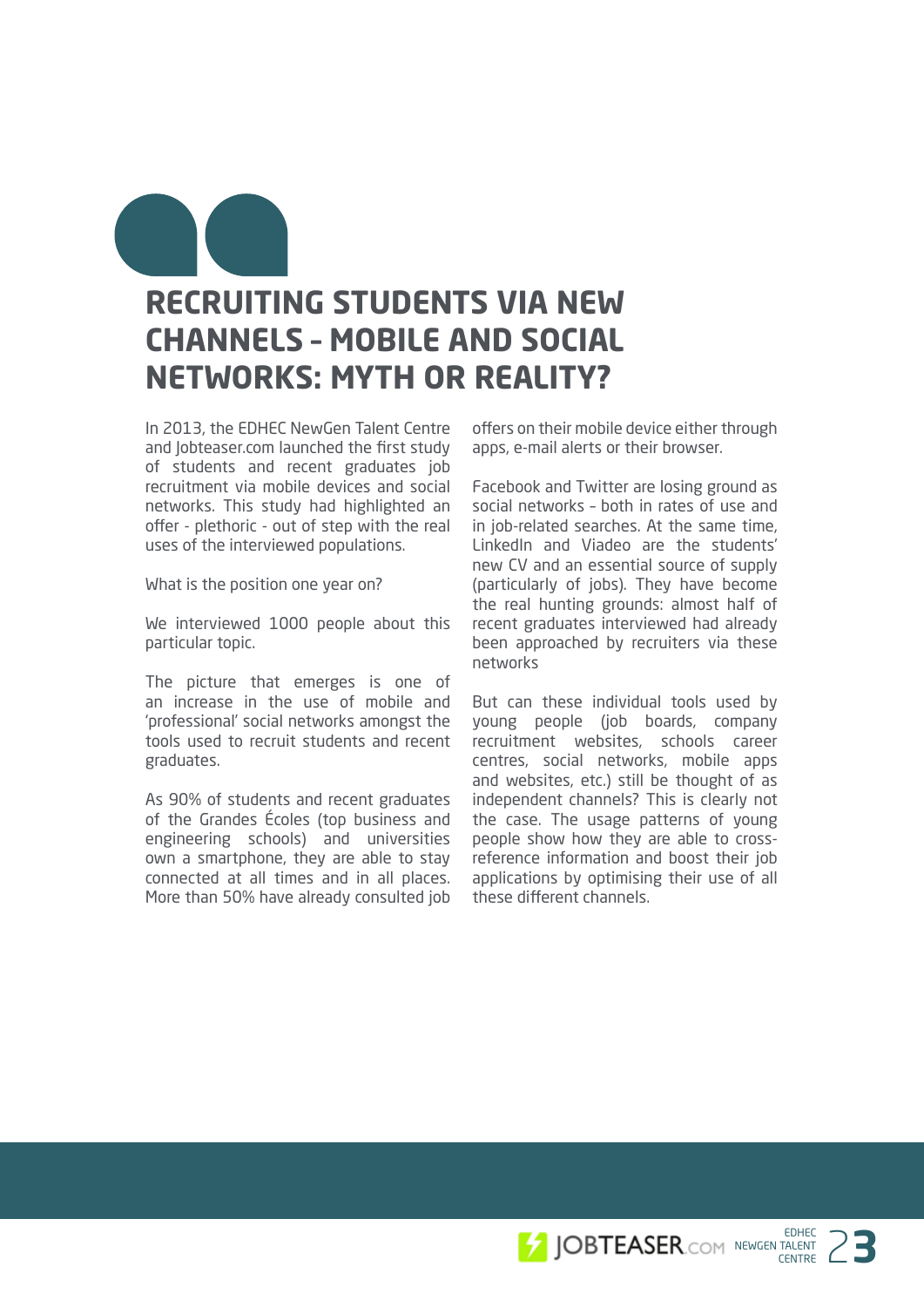# RECRUITING STUDENTS VIA NEW CHANNELS – MOBILE AND SOCIAL NETWORKS: MYTH OR REALITY?

In 2013, the EDHEC NewGen Talent Centre and Jobteaser.com launched the first study of students and recent graduates job recruitment via mobile devices and social networks. This study had highlighted an offer - plethoric - out of step with the real uses of the interviewed populations.

What is the position one year on?

We interviewed 1000 people about this particular topic.

The picture that emerges is one of an increase in the use of mobile and 'professional' social networks amongst the tools used to recruit students and recent graduates.

As 90% of students and recent graduates of the Grandes Écoles (top business and engineering schools) and universities own a smartphone, they are able to stay connected at all times and in all places. More than 50% have already consulted job offers on their mobile device either through apps, e-mail alerts or their browser.

Facebook and Twitter are losing ground as social networks – both in rates of use and in job-related searches. At the same time, LinkedIn and Viadeo are the students' new CV and an essential source of supply (particularly of jobs). They have become the real hunting grounds: almost half of recent graduates interviewed had already been approached by recruiters via these networks

But can these individual tools used by young people (job boards, company recruitment websites, schools career centres, social networks, mobile apps and websites, etc.) still be thought of as independent channels? This is clearly not the case. The usage patterns of young people show how they are able to cross-reference information and boost their job applications by optimising their use of all these different channels.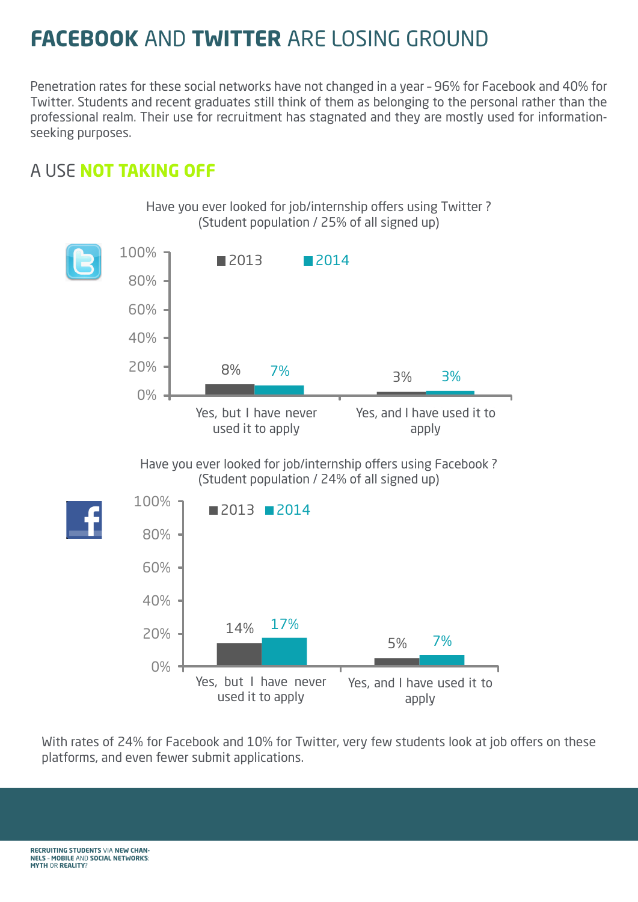# **FACEBOOK** AND **TWITTER** ARE LOSING GROUND

Penetration rates for these social networks have not changed in a year – 96% for Facebook and 40% for Twitter. Students and recent graduates still think of them as belonging to the personal rather than the professional realm. Their use for recruitment has stagnated and they are mostly used for information-seeking purposes.

## A USE **NOT TAKING OFF**

Have you ever looked for job/internship offers using Twitter ?
(Student population / 25% of all signed up)

| | 2013 | 2014 |
|---|---|---|
| Yes, but I have never used it to apply | 8% | 7% |
| Yes, and I have used it to apply | 3% | 3% |

Have you ever looked for job/internship offers using Facebook ?
(Student population / 24% of all signed up)

| | 2013 | 2014 |
|---|---|---|
| Yes, but I have never used it to apply | 14% | 17% |
| Yes, and I have used it to apply | 5% | 7% |

With rates of 24% for Facebook and 10% for Twitter, very few students look at job offers on these platforms, and even fewer submit applications.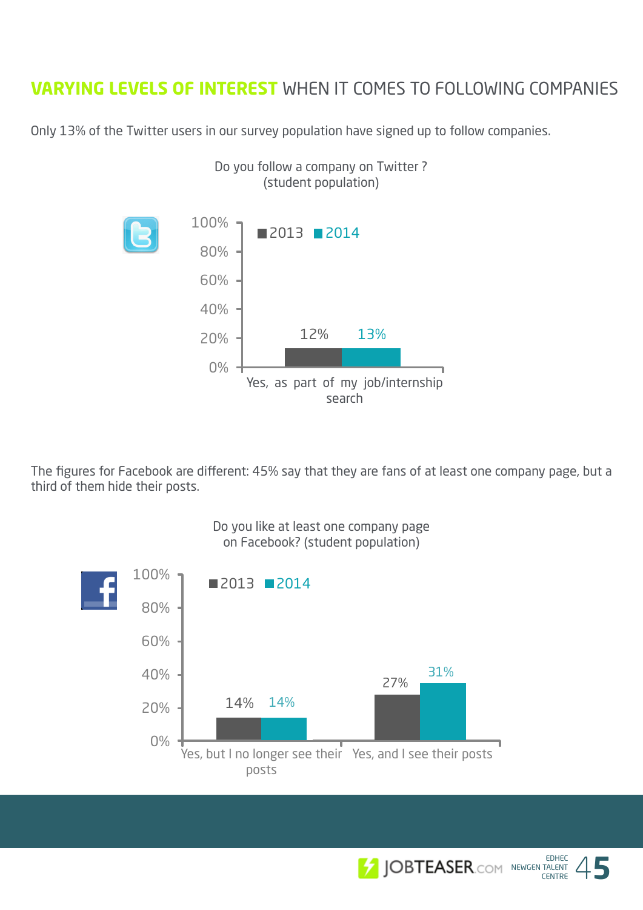## VARYING LEVELS OF INTEREST WHEN IT COMES TO FOLLOWING COMPANIES

Only 13% of the Twitter users in our survey population have signed up to follow companies.

Do you follow a company on Twitter ? (student population)

| | 2013 | 2014 |
|---|---|---|
| Yes, as part of my job/internship search | 12% | 13% |

The figures for Facebook are different: 45% say that they are fans of at least one company page, but a third of them hide their posts.

Do you like at least one company page on Facebook? (student population)

| | 2013 | 2014 |
|---|---|---|
| Yes, but I no longer see their posts | 14% | 14% |
| Yes, and I see their posts | 27% | 31% |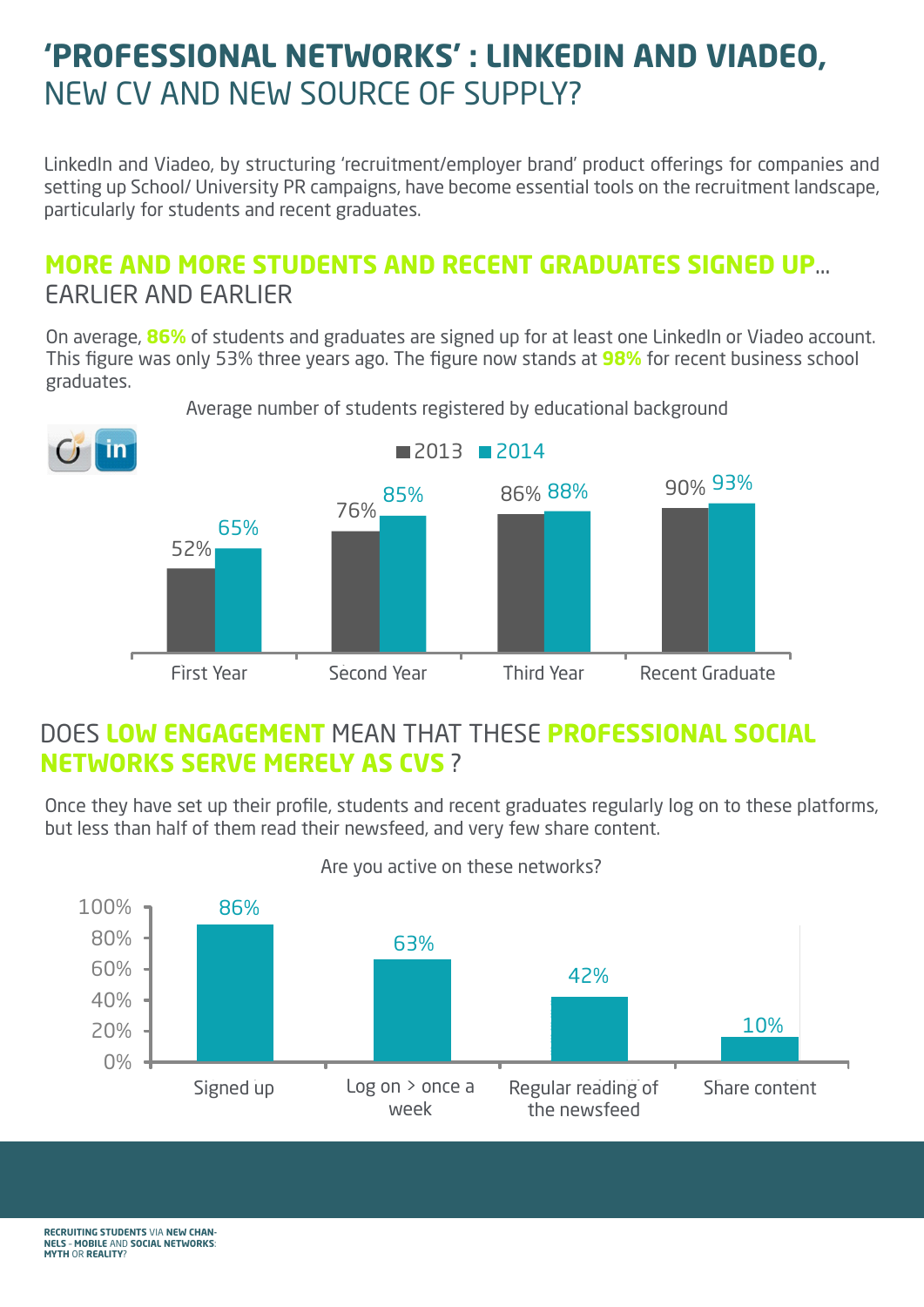# 'PROFESSIONAL NETWORKS' : LINKEDIN AND VIADEO, NEW CV AND NEW SOURCE OF SUPPLY?

LinkedIn and Viadeo, by structuring 'recruitment/employer brand' product offerings for companies and setting up School/ University PR campaigns, have become essential tools on the recruitment landscape, particularly for students and recent graduates.

## MORE AND MORE STUDENTS AND RECENT GRADUATES SIGNED UP... EARLIER AND EARLIER

On average, **86%** of students and graduates are signed up for at least one LinkedIn or Viadeo account. This figure was only 53% three years ago. The figure now stands at **98%** for recent business school graduates.

Average number of students registered by educational background

| | 2013 | 2014 |
|---|---|---|
| First Year | 52% | 65% |
| Second Year | 76% | 85% |
| Third Year | 86% | 88% |
| Recent Graduate | 90% | 93% |

## DOES LOW ENGAGEMENT MEAN THAT THESE PROFESSIONAL SOCIAL NETWORKS SERVE MERELY AS CVS ?

Once they have set up their profile, students and recent graduates regularly log on to these platforms, but less than half of them read their newsfeed, and very few share content.

Are you active on these networks?

| | % |
|---|---|
| Signed up | 86% |
| Log on > once a week | 63% |
| Regular reading of the newsfeed | 42% |
| Share content | 10% |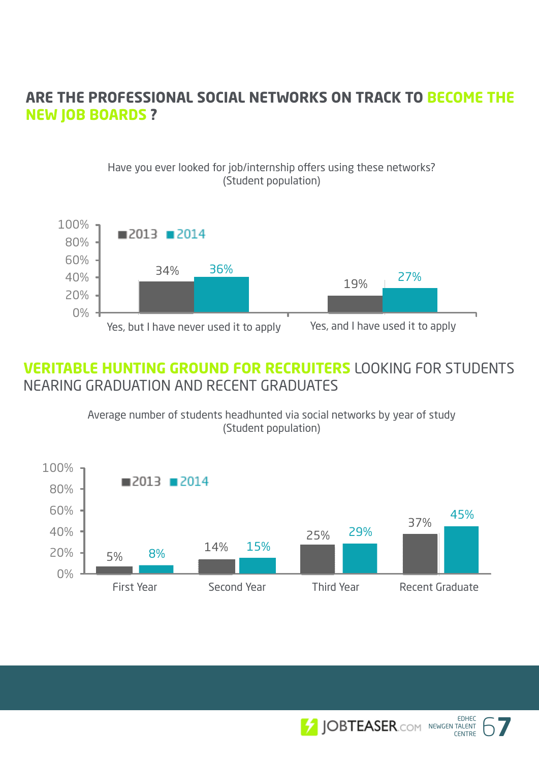## ARE THE PROFESSIONAL SOCIAL NETWORKS ON TRACK TO BECOME THE NEW JOB BOARDS ?

Have you ever looked for job/internship offers using these networks?
(Student population)

| | 2013 | 2014 |
|---|---|---|
| Yes, but I have never used it to apply | 34% | 36% |
| Yes, and I have used it to apply | 19% | 27% |

## VERITABLE HUNTING GROUND FOR RECRUITERS LOOKING FOR STUDENTS NEARING GRADUATION AND RECENT GRADUATES

Average number of students headhunted via social networks by year of study
(Student population)

| | 2013 | 2014 |
|---|---|---|
| First Year | 5% | 8% |
| Second Year | 14% | 15% |
| Third Year | 25% | 29% |
| Recent Graduate | 37% | 45% |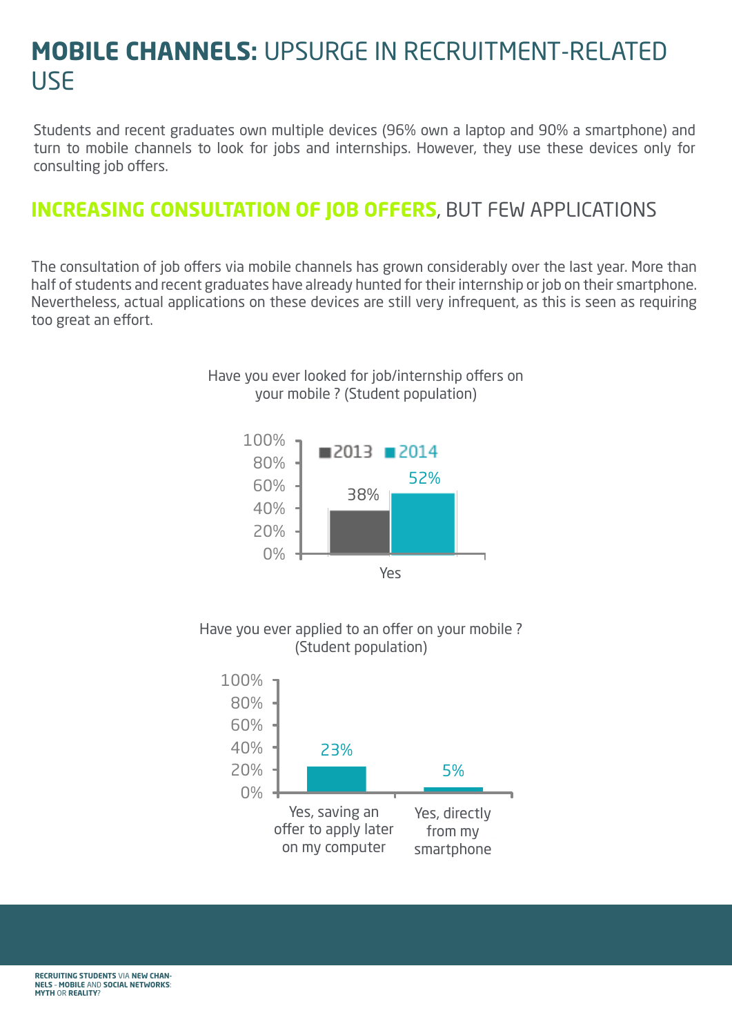# **MOBILE CHANNELS:** UPSURGE IN RECRUITMENT-RELATED USE

Students and recent graduates own multiple devices (96% own a laptop and 90% a smartphone) and turn to mobile channels to look for jobs and internships. However, they use these devices only for consulting job offers.

## **INCREASING CONSULTATION OF JOB OFFERS**, BUT FEW APPLICATIONS

The consultation of job offers via mobile channels has grown considerably over the last year. More than half of students and recent graduates have already hunted for their internship or job on their smartphone. Nevertheless, actual applications on these devices are still very infrequent, as this is seen as requiring too great an effort.

Have you ever looked for job/internship offers on your mobile ? (Student population)

| | 2013 | 2014 |
|---|---|---|
| Yes | 38% | 52% |

Have you ever applied to an offer on your mobile ? (Student population)

| Yes, saving an offer to apply later on my computer | Yes, directly from my smartphone |
|---|---|
| 23% | 5% |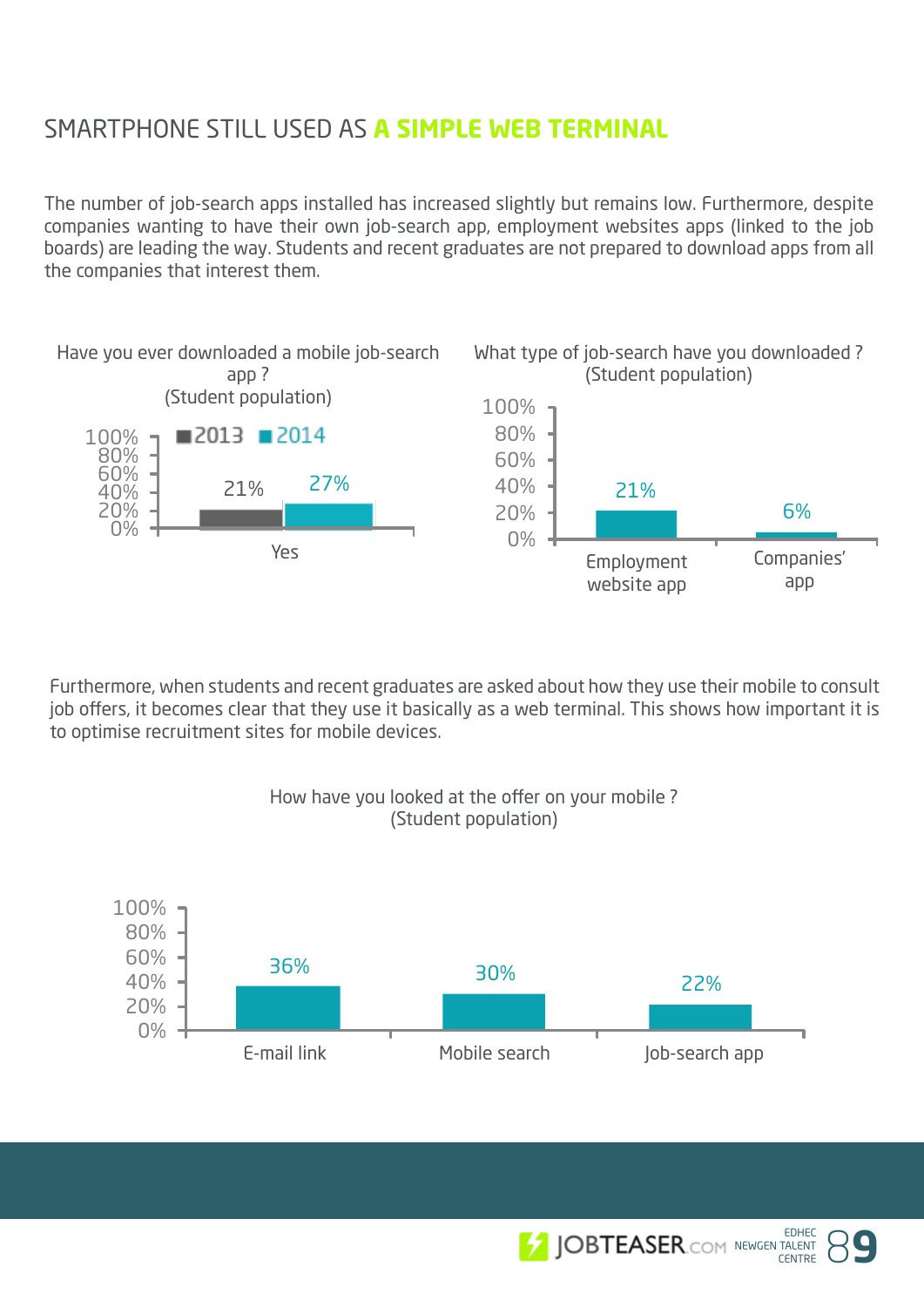## SMARTPHONE STILL USED AS **A SIMPLE WEB TERMINAL**

The number of job-search apps installed has increased slightly but remains low. Furthermore, despite companies wanting to have their own job-search app, employment websites apps (linked to the job boards) are leading the way. Students and recent graduates are not prepared to download apps from all the companies that interest them.

Have you ever downloaded a mobile job-search app ?
(Student population)

| | 2013 | 2014 |
|---|---|---|
| Yes | 21% | 27% |

What type of job-search have you downloaded ?
(Student population)

| Employment website app | Companies' app |
|---|---|
| 21% | 6% |

Furthermore, when students and recent graduates are asked about how they use their mobile to consult job offers, it becomes clear that they use it basically as a web terminal. This shows how important it is to optimise recruitment sites for mobile devices.

How have you looked at the offer on your mobile ?
(Student population)

| E-mail link | Mobile search | Job-search app |
|---|---|---|
| 36% | 30% | 22% |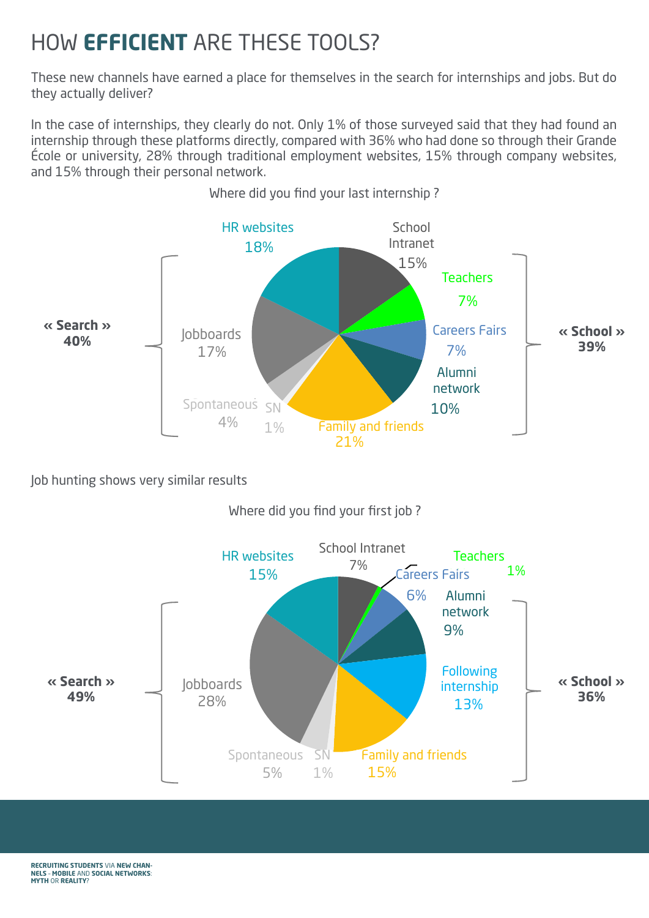# HOW **EFFICIENT** ARE THESE TOOLS?

These new channels have earned a place for themselves in the search for internships and jobs. But do they actually deliver?

In the case of internships, they clearly do not. Only 1% of those surveyed said that they had found an internship through these platforms directly, compared with 36% who had done so through their Grande École or university, 28% through traditional employment websites, 15% through company websites, and 15% through their personal network.

Where did you find your last internship ?

| Group | Channel | % |
|---|---|---|
| « Search » 40% | HR websites | 18% |
| | Jobboards | 17% |
| | Spontaneous | 4% |
| | SN | 1% |
| | Family and friends | 21% |
| « School » 39% | School Intranet | 15% |
| | Teachers | 7% |
| | Careers Fairs | 7% |
| | Alumni network | 10% |

Job hunting shows very similar results

Where did you find your first job ?

| Group | Channel | % |
|---|---|---|
| « Search » 49% | HR websites | 15% |
| | Jobboards | 28% |
| | Spontaneous | 5% |
| | SN | 1% |
| | Family and friends | 15% |
| « School » 36% | School Intranet | 7% |
| | Teachers | 1% |
| | Careers Fairs | 6% |
| | Alumni network | 9% |
| | Following internship | 13% |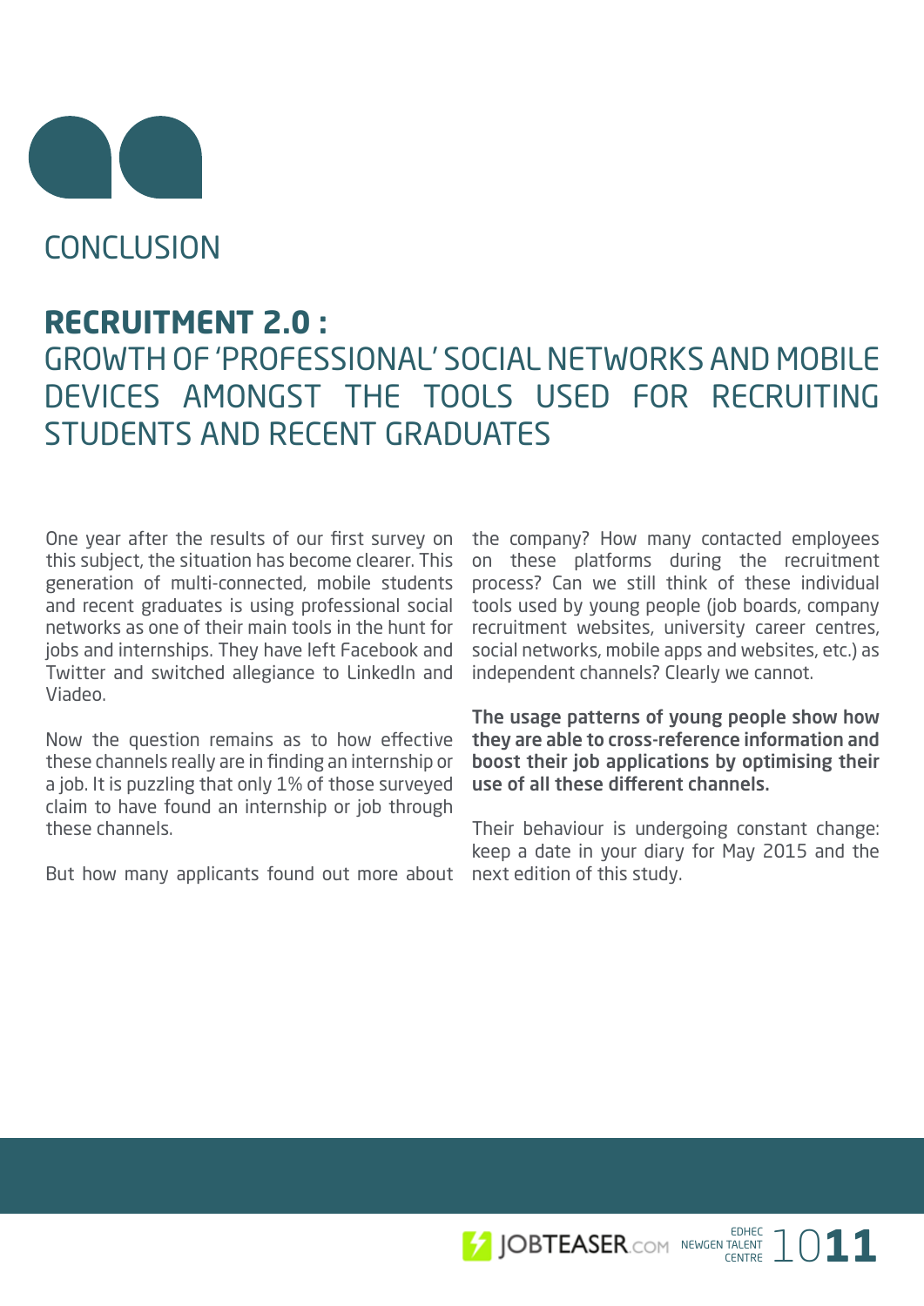## CONCLUSION

# **RECRUITMENT 2.0 :** GROWTH OF 'PROFESSIONAL' SOCIAL NETWORKS AND MOBILE DEVICES AMONGST THE TOOLS USED FOR RECRUITING STUDENTS AND RECENT GRADUATES

One year after the results of our first survey on this subject, the situation has become clearer. This generation of multi-connected, mobile students and recent graduates is using professional social networks as one of their main tools in the hunt for jobs and internships. They have left Facebook and Twitter and switched allegiance to LinkedIn and Viadeo.

Now the question remains as to how effective these channels really are in finding an internship or a job. It is puzzling that only 1% of those surveyed claim to have found an internship or job through these channels.

But how many applicants found out more about the company? How many contacted employees on these platforms during the recruitment process? Can we still think of these individual tools used by young people (job boards, company recruitment websites, university career centres, social networks, mobile apps and websites, etc.) as independent channels? Clearly we cannot.

**The usage patterns of young people show how they are able to cross-reference information and boost their job applications by optimising their use of all these different channels.**

Their behaviour is undergoing constant change: keep a date in your diary for May 2015 and the next edition of this study.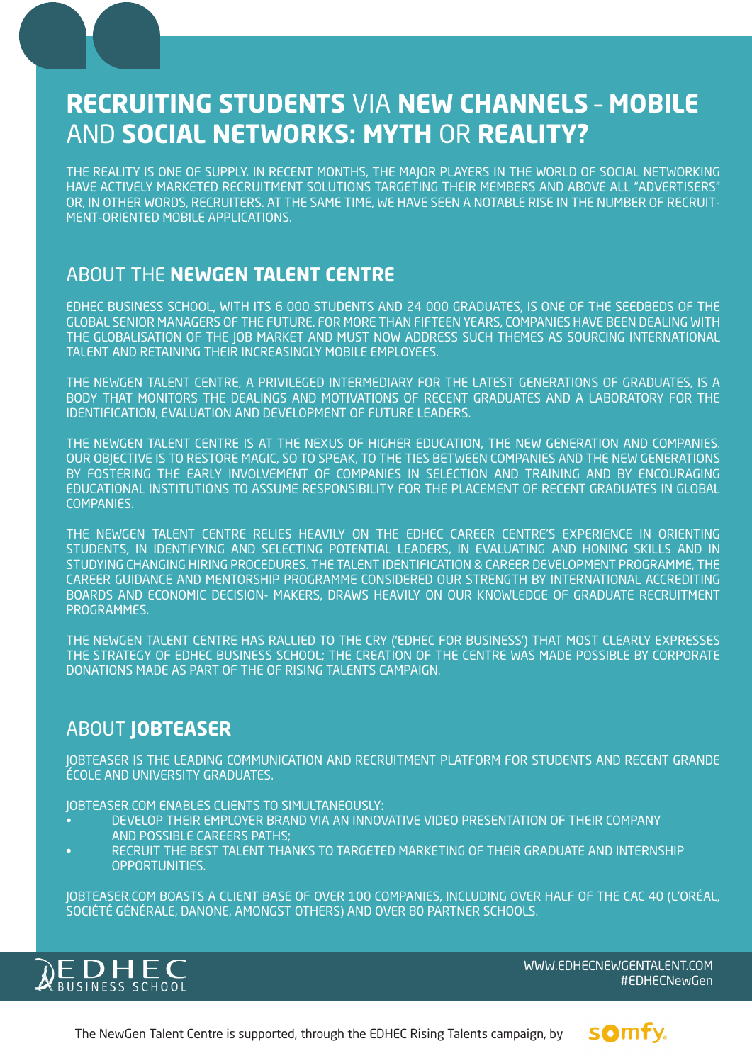# RECRUITING STUDENTS VIA NEW CHANNELS – MOBILE AND SOCIAL NETWORKS: MYTH OR REALITY?

THE REALITY IS ONE OF SUPPLY. IN RECENT MONTHS, THE MAJOR PLAYERS IN THE WORLD OF SOCIAL NETWORKING HAVE ACTIVELY MARKETED RECRUITMENT SOLUTIONS TARGETING THEIR MEMBERS AND ABOVE ALL "ADVERTISERS" OR, IN OTHER WORDS, RECRUITERS. AT THE SAME TIME, WE HAVE SEEN A NOTABLE RISE IN THE NUMBER OF RECRUITMENT-ORIENTED MOBILE APPLICATIONS.

## ABOUT THE **NEWGEN TALENT CENTRE**

EDHEC BUSINESS SCHOOL, WITH ITS 6 000 STUDENTS AND 24 000 GRADUATES, IS ONE OF THE SEEDBEDS OF THE GLOBAL SENIOR MANAGERS OF THE FUTURE. FOR MORE THAN FIFTEEN YEARS, COMPANIES HAVE BEEN DEALING WITH THE GLOBALISATION OF THE JOB MARKET AND MUST NOW ADDRESS SUCH THEMES AS SOURCING INTERNATIONAL TALENT AND RETAINING THEIR INCREASINGLY MOBILE EMPLOYEES.

THE NEWGEN TALENT CENTRE, A PRIVILEGED INTERMEDIARY FOR THE LATEST GENERATIONS OF GRADUATES, IS A BODY THAT MONITORS THE DEALINGS AND MOTIVATIONS OF RECENT GRADUATES AND A LABORATORY FOR THE IDENTIFICATION, EVALUATION AND DEVELOPMENT OF FUTURE LEADERS.

THE NEWGEN TALENT CENTRE IS AT THE NEXUS OF HIGHER EDUCATION, THE NEW GENERATION AND COMPANIES. OUR OBJECTIVE IS TO RESTORE MAGIC, SO TO SPEAK, TO THE TIES BETWEEN COMPANIES AND THE NEW GENERATIONS BY FOSTERING THE EARLY INVOLVEMENT OF COMPANIES IN SELECTION AND TRAINING AND BY ENCOURAGING EDUCATIONAL INSTITUTIONS TO ASSUME RESPONSIBILITY FOR THE PLACEMENT OF RECENT GRADUATES IN GLOBAL COMPANIES.

THE NEWGEN TALENT CENTRE RELIES HEAVILY ON THE EDHEC CAREER CENTRE'S EXPERIENCE IN ORIENTING STUDENTS, IN IDENTIFYING AND SELECTING POTENTIAL LEADERS, IN EVALUATING AND HONING SKILLS AND IN STUDYING CHANGING HIRING PROCEDURES. THE TALENT IDENTIFICATION & CAREER DEVELOPMENT PROGRAMME, THE CAREER GUIDANCE AND MENTORSHIP PROGRAMME CONSIDERED OUR STRENGTH BY INTERNATIONAL ACCREDITING BOARDS AND ECONOMIC DECISION- MAKERS, DRAWS HEAVILY ON OUR KNOWLEDGE OF GRADUATE RECRUITMENT PROGRAMMES.

THE NEWGEN TALENT CENTRE HAS RALLIED TO THE CRY ('EDHEC FOR BUSINESS') THAT MOST CLEARLY EXPRESSES THE STRATEGY OF EDHEC BUSINESS SCHOOL; THE CREATION OF THE CENTRE WAS MADE POSSIBLE BY CORPORATE DONATIONS MADE AS PART OF THE OF RISING TALENTS CAMPAIGN.

## ABOUT **JOBTEASER**

JOBTEASER IS THE LEADING COMMUNICATION AND RECRUITMENT PLATFORM FOR STUDENTS AND RECENT GRANDE ÉCOLE AND UNIVERSITY GRADUATES.

JOBTEASER.COM ENABLES CLIENTS TO SIMULTANEOUSLY:

- DEVELOP THEIR EMPLOYER BRAND VIA AN INNOVATIVE VIDEO PRESENTATION OF THEIR COMPANY AND POSSIBLE CAREERS PATHS;
- RECRUIT THE BEST TALENT THANKS TO TARGETED MARKETING OF THEIR GRADUATE AND INTERNSHIP OPPORTUNITIES.

JOBTEASER.COM BOASTS A CLIENT BASE OF OVER 100 COMPANIES, INCLUDING OVER HALF OF THE CAC 40 (L'ORÉAL, SOCIÉTÉ GÉNÉRALE, DANONE, AMONGST OTHERS) AND OVER 80 PARTNER SCHOOLS.

EDHEC BUSINESS SCHOOL

WWW.EDHECNEWGENTALENT.COM
#EDHECNewGen

The NewGen Talent Centre is supported, through the EDHEC Rising Talents campaign, by somfy.